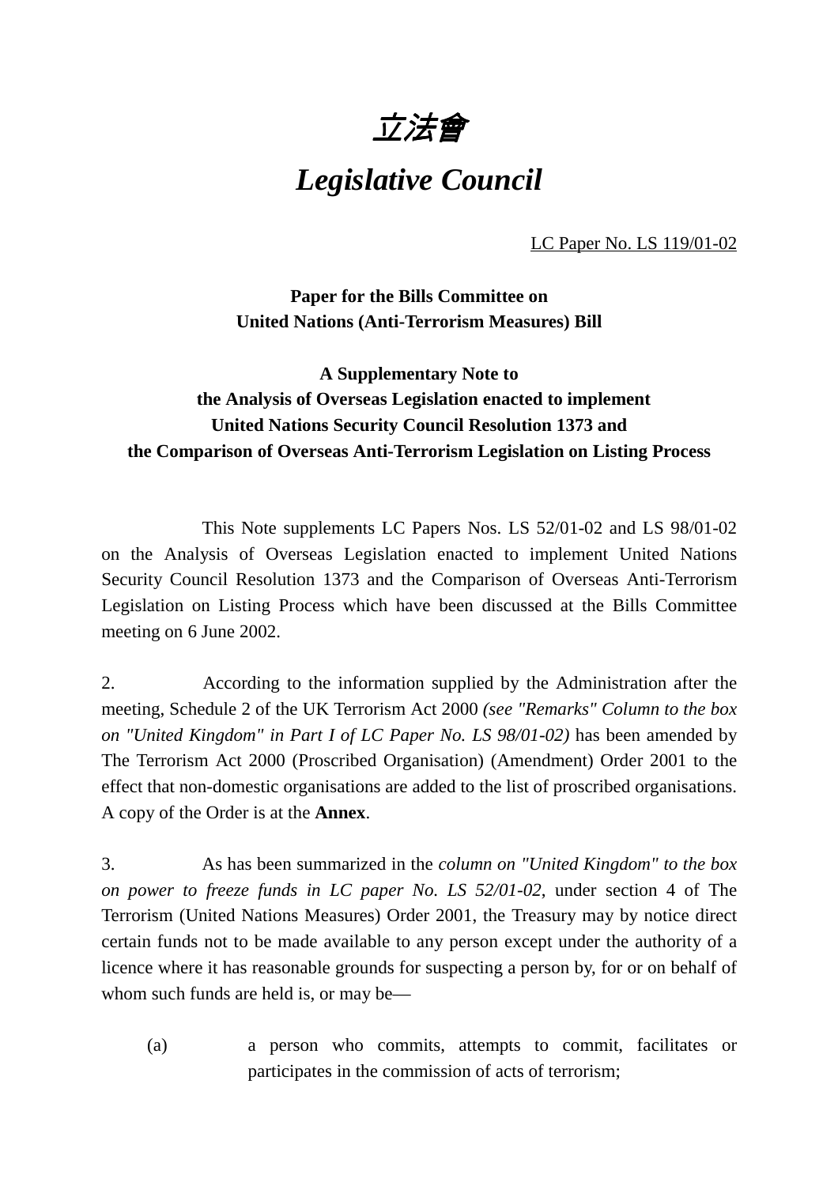# 立法會

# *Legislative Council*

LC Paper No. LS 119/01-02

**Paper for the Bills Committee on**
**United Nations (Anti-Terrorism Measures) Bill**

**A Supplementary Note to**
**the Analysis of Overseas Legislation enacted to implement**
**United Nations Security Council Resolution 1373 and**
**the Comparison of Overseas Anti-Terrorism Legislation on Listing Process**

This Note supplements LC Papers Nos. LS 52/01-02 and LS 98/01-02 on the Analysis of Overseas Legislation enacted to implement United Nations Security Council Resolution 1373 and the Comparison of Overseas Anti-Terrorism Legislation on Listing Process which have been discussed at the Bills Committee meeting on 6 June 2002.

2. According to the information supplied by the Administration after the meeting, Schedule 2 of the UK Terrorism Act 2000 *(see "Remarks" Column to the box on "United Kingdom" in Part I of LC Paper No. LS 98/01-02)* has been amended by The Terrorism Act 2000 (Proscribed Organisation) (Amendment) Order 2001 to the effect that non-domestic organisations are added to the list of proscribed organisations. A copy of the Order is at the **Annex**.

3. As has been summarized in the *column on "United Kingdom" to the box on power to freeze funds in LC paper No. LS 52/01-02*, under section 4 of The Terrorism (United Nations Measures) Order 2001, the Treasury may by notice direct certain funds not to be made available to any person except under the authority of a licence where it has reasonable grounds for suspecting a person by, for or on behalf of whom such funds are held is, or may be—

(a) a person who commits, attempts to commit, facilitates or participates in the commission of acts of terrorism;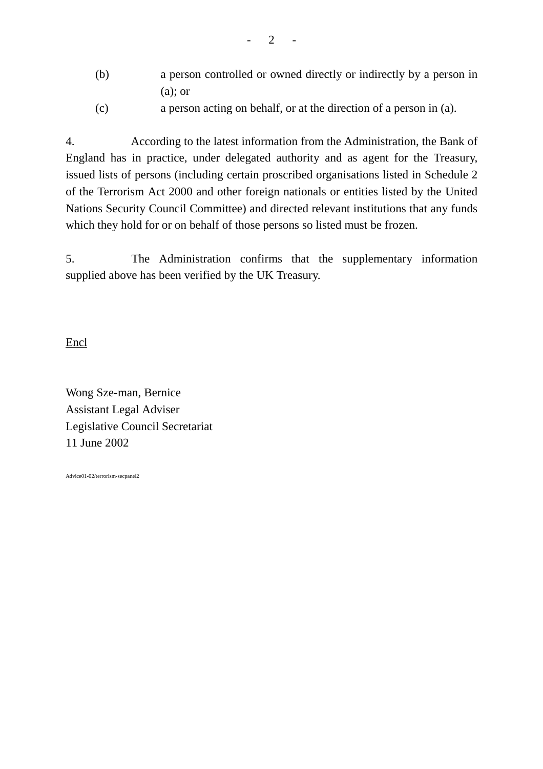(b) a person controlled or owned directly or indirectly by a person in (a); or

(c) a person acting on behalf, or at the direction of a person in (a).

4. According to the latest information from the Administration, the Bank of England has in practice, under delegated authority and as agent for the Treasury, issued lists of persons (including certain proscribed organisations listed in Schedule 2 of the Terrorism Act 2000 and other foreign nationals or entities listed by the United Nations Security Council Committee) and directed relevant institutions that any funds which they hold for or on behalf of those persons so listed must be frozen.

5. The Administration confirms that the supplementary information supplied above has been verified by the UK Treasury.

Encl

Wong Sze-man, Bernice
Assistant Legal Adviser
Legislative Council Secretariat
11 June 2002

Advice01-02/terrorism-secpanel2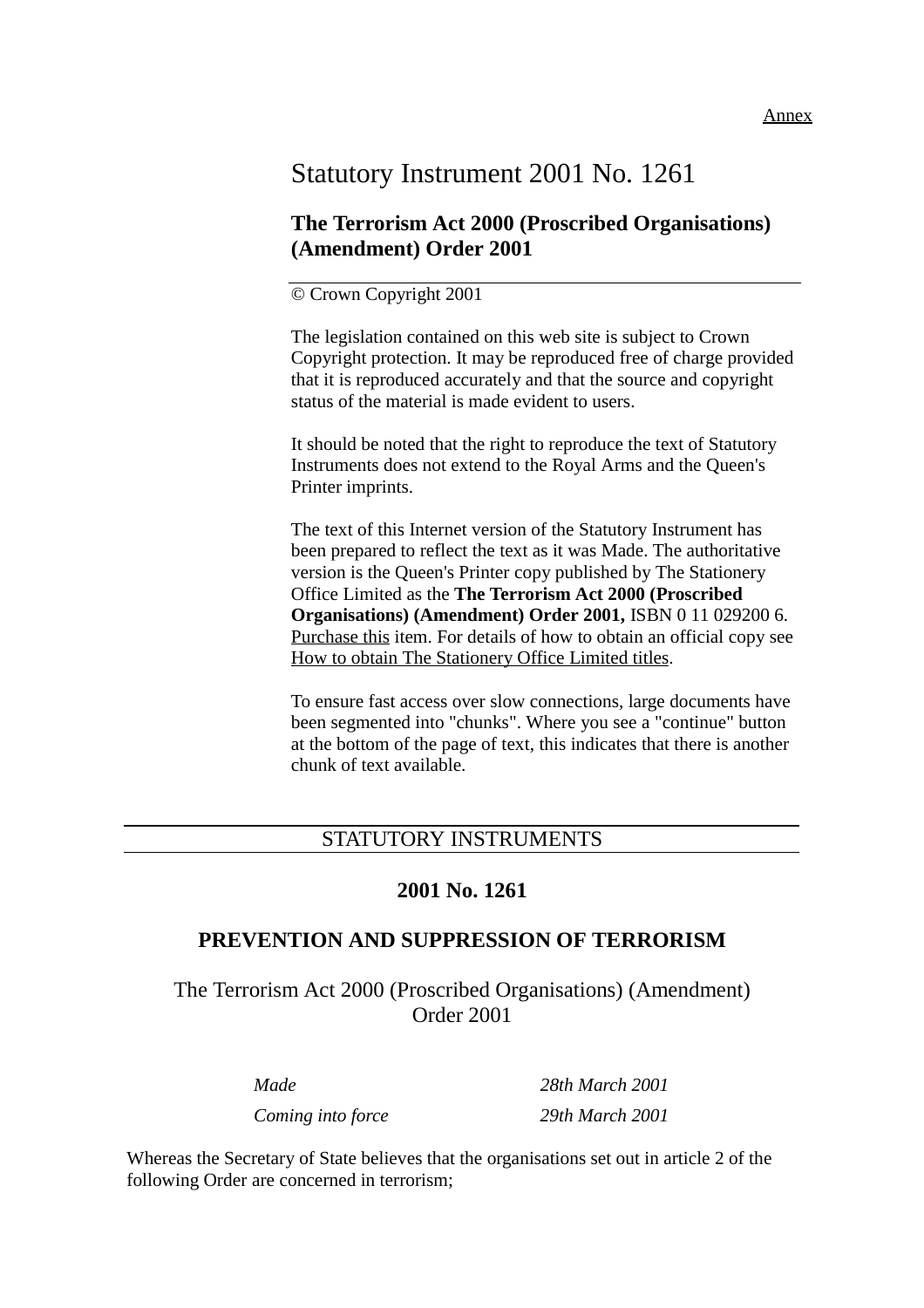Annex

# Statutory Instrument 2001 No. 1261

## The Terrorism Act 2000 (Proscribed Organisations) (Amendment) Order 2001

© Crown Copyright 2001

The legislation contained on this web site is subject to Crown Copyright protection. It may be reproduced free of charge provided that it is reproduced accurately and that the source and copyright status of the material is made evident to users.

It should be noted that the right to reproduce the text of Statutory Instruments does not extend to the Royal Arms and the Queen's Printer imprints.

The text of this Internet version of the Statutory Instrument has been prepared to reflect the text as it was Made. The authoritative version is the Queen's Printer copy published by The Stationery Office Limited as the **The Terrorism Act 2000 (Proscribed Organisations) (Amendment) Order 2001,** ISBN 0 11 029200 6. Purchase this item. For details of how to obtain an official copy see How to obtain The Stationery Office Limited titles.

To ensure fast access over slow connections, large documents have been segmented into "chunks". Where you see a "continue" button at the bottom of the page of text, this indicates that there is another chunk of text available.

---

STATUTORY INSTRUMENTS

**2001 No. 1261**

**PREVENTION AND SUPPRESSION OF TERRORISM**

The Terrorism Act 2000 (Proscribed Organisations) (Amendment) Order 2001

| | |
|---|---|
| *Made* | *28th March 2001* |
| *Coming into force* | *29th March 2001* |

Whereas the Secretary of State believes that the organisations set out in article 2 of the following Order are concerned in terrorism;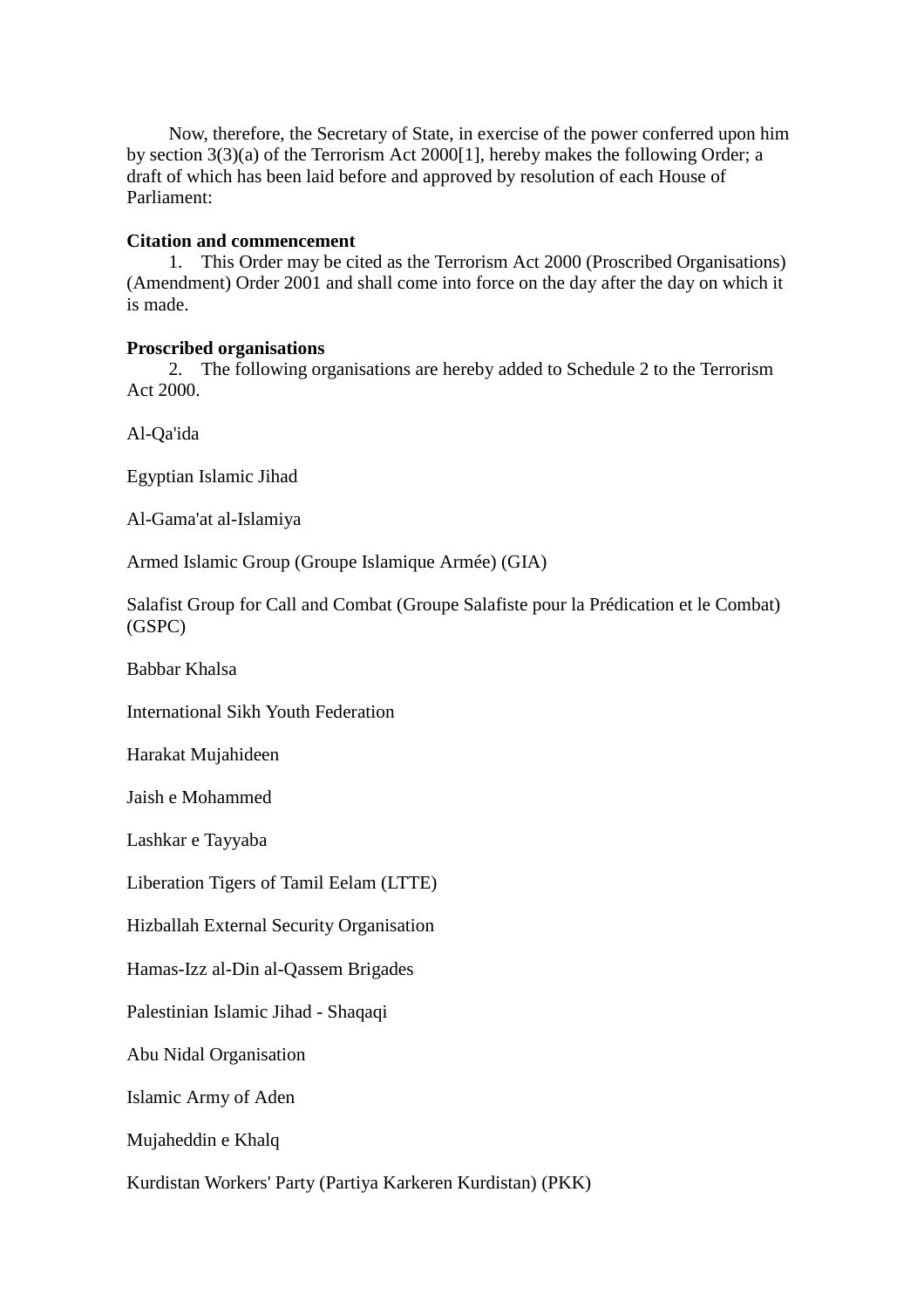Now, therefore, the Secretary of State, in exercise of the power conferred upon him by section 3(3)(a) of the Terrorism Act 2000[1], hereby makes the following Order; a draft of which has been laid before and approved by resolution of each House of Parliament:

**Citation and commencement**

1. This Order may be cited as the Terrorism Act 2000 (Proscribed Organisations) (Amendment) Order 2001 and shall come into force on the day after the day on which it is made.

**Proscribed organisations**

2. The following organisations are hereby added to Schedule 2 to the Terrorism Act 2000.

Al-Qa'ida

Egyptian Islamic Jihad

Al-Gama'at al-Islamiya

Armed Islamic Group (Groupe Islamique Armée) (GIA)

Salafist Group for Call and Combat (Groupe Salafiste pour la Prédication et le Combat) (GSPC)

Babbar Khalsa

International Sikh Youth Federation

Harakat Mujahideen

Jaish e Mohammed

Lashkar e Tayyaba

Liberation Tigers of Tamil Eelam (LTTE)

Hizballah External Security Organisation

Hamas-Izz al-Din al-Qassem Brigades

Palestinian Islamic Jihad - Shaqaqi

Abu Nidal Organisation

Islamic Army of Aden

Mujaheddin e Khalq

Kurdistan Workers' Party (Partiya Karkeren Kurdistan) (PKK)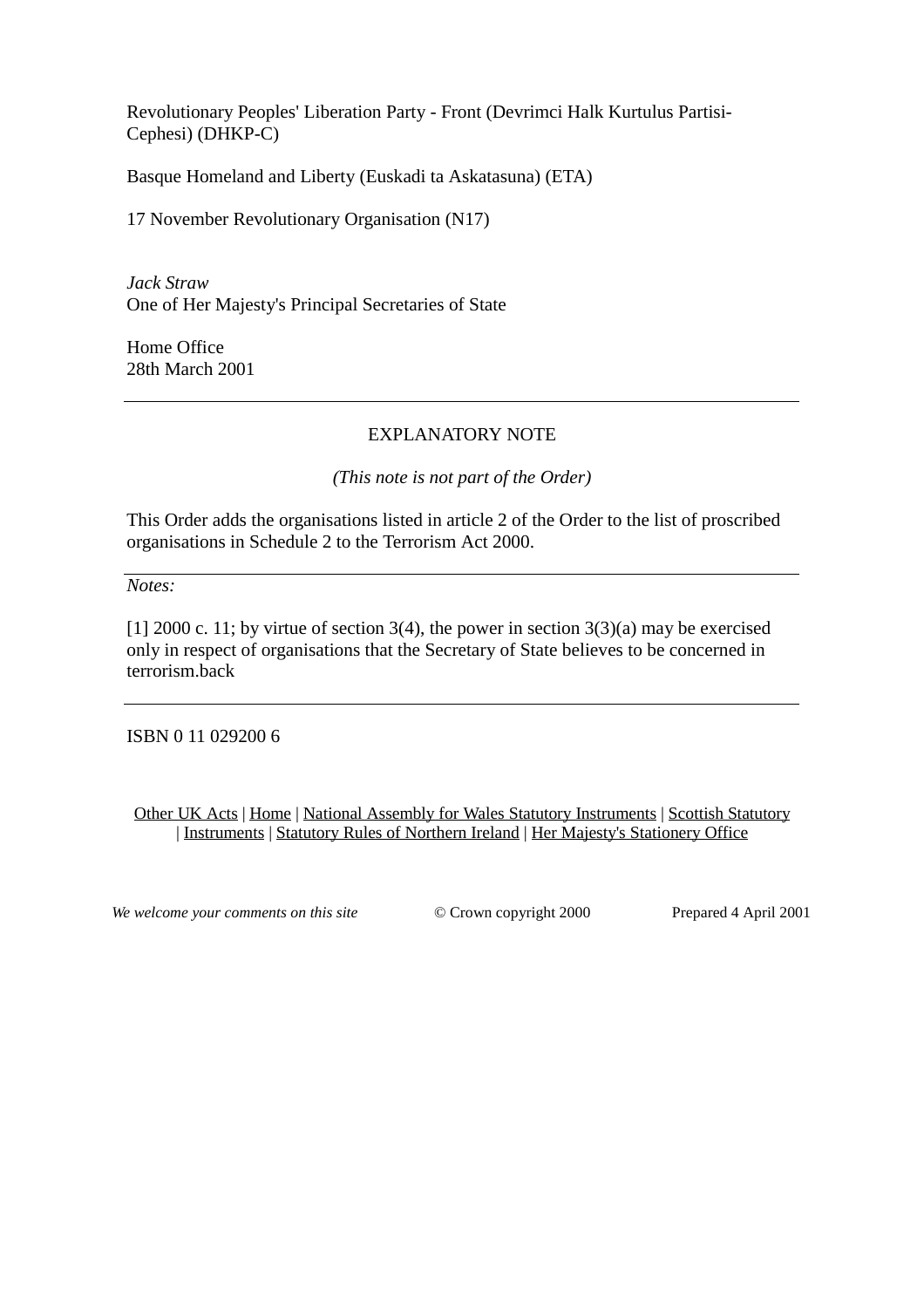Revolutionary Peoples' Liberation Party - Front (Devrimci Halk Kurtulus Partisi-Cephesi) (DHKP-C)

Basque Homeland and Liberty (Euskadi ta Askatasuna) (ETA)

17 November Revolutionary Organisation (N17)

*Jack Straw*
One of Her Majesty's Principal Secretaries of State

Home Office
28th March 2001

---

EXPLANATORY NOTE

*(This note is not part of the Order)*

This Order adds the organisations listed in article 2 of the Order to the list of proscribed organisations in Schedule 2 to the Terrorism Act 2000.

---

*Notes:*

[1] 2000 c. 11; by virtue of section 3(4), the power in section 3(3)(a) may be exercised only in respect of organisations that the Secretary of State believes to be concerned in terrorism.back

---

ISBN 0 11 029200 6

Other UK Acts | Home | National Assembly for Wales Statutory Instruments | Scottish Statutory Instruments | Statutory Rules of Northern Ireland | Her Majesty's Stationery Office

*We welcome your comments on this site* © Crown copyright 2000 Prepared 4 April 2001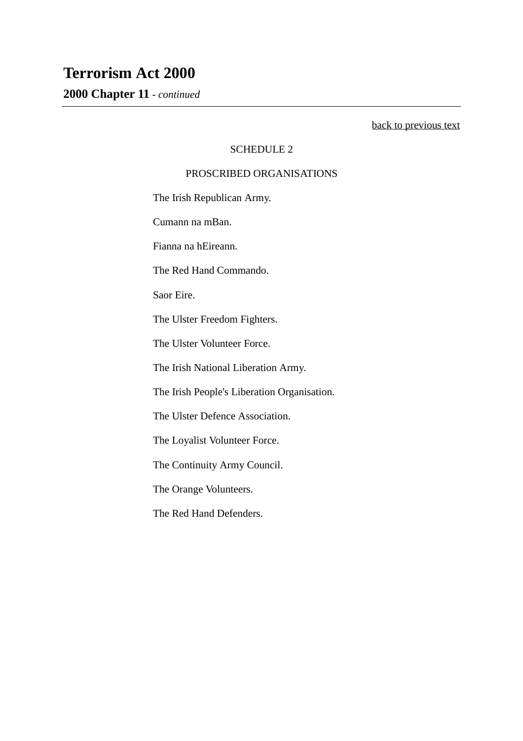# Terrorism Act 2000

**2000 Chapter 11** - *continued*

back to previous text

SCHEDULE 2

PROSCRIBED ORGANISATIONS

The Irish Republican Army.

Cumann na mBan.

Fianna na hEireann.

The Red Hand Commando.

Saor Eire.

The Ulster Freedom Fighters.

The Ulster Volunteer Force.

The Irish National Liberation Army.

The Irish People's Liberation Organisation.

The Ulster Defence Association.

The Loyalist Volunteer Force.

The Continuity Army Council.

The Orange Volunteers.

The Red Hand Defenders.